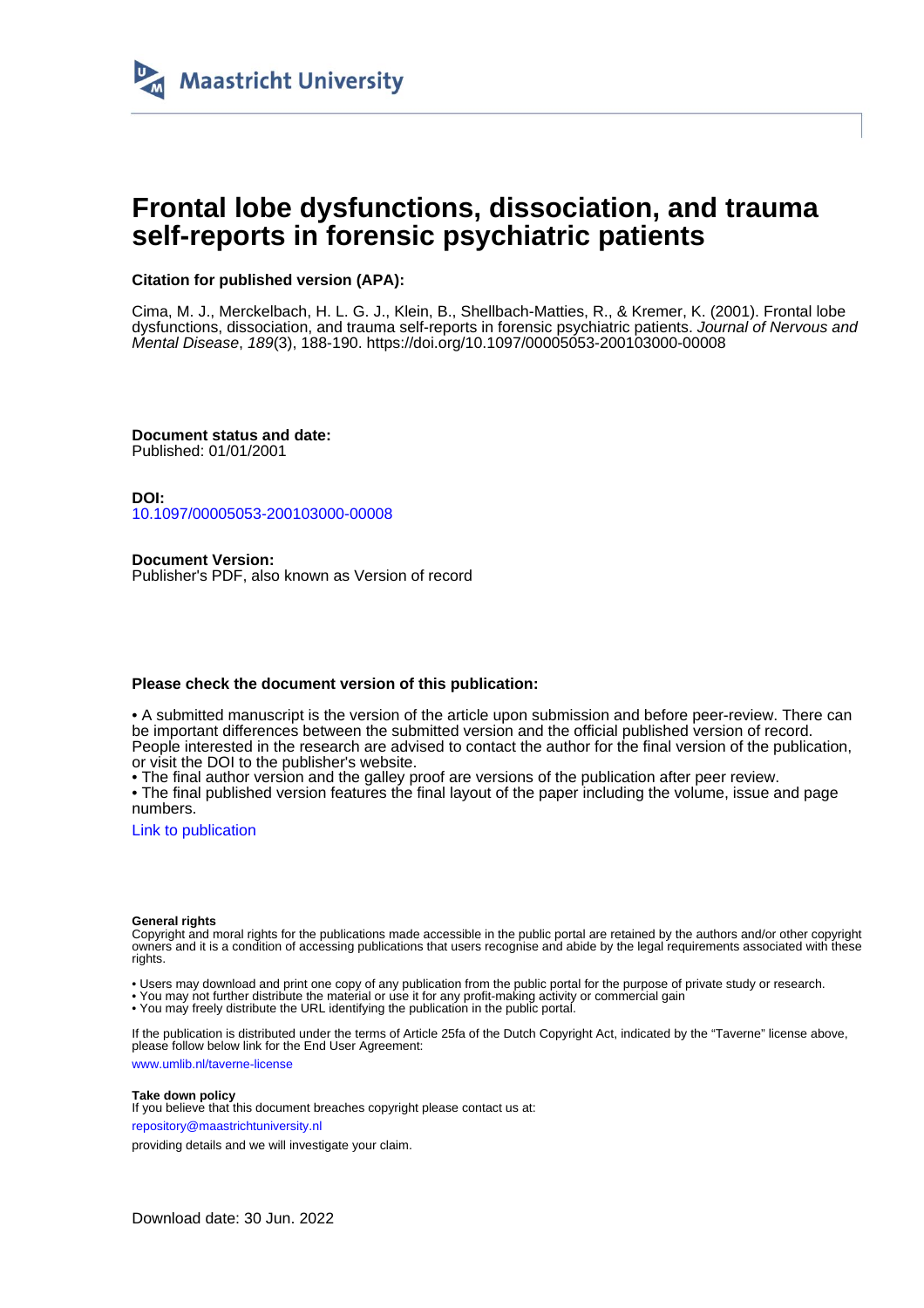Maastricht University

# Frontal lobe dysfunctions, dissociation, and trauma self-reports in forensic psychiatric patients

**Citation for published version (APA):**

Cima, M. J., Merckelbach, H. L. G. J., Klein, B., Shellbach-Matties, R., & Kremer, K. (2001). Frontal lobe dysfunctions, dissociation, and trauma self-reports in forensic psychiatric patients. *Journal of Nervous and Mental Disease*, *189*(3), 188-190. https://doi.org/10.1097/00005053-200103000-00008

**Document status and date:**
Published: 01/01/2001

**DOI:**
10.1097/00005053-200103000-00008

**Document Version:**
Publisher's PDF, also known as Version of record

**Please check the document version of this publication:**

• A submitted manuscript is the version of the article upon submission and before peer-review. There can be important differences between the submitted version and the official published version of record. People interested in the research are advised to contact the author for the final version of the publication, or visit the DOI to the publisher's website.
• The final author version and the galley proof are versions of the publication after peer review.
• The final published version features the final layout of the paper including the volume, issue and page numbers.

Link to publication

**General rights**
Copyright and moral rights for the publications made accessible in the public portal are retained by the authors and/or other copyright owners and it is a condition of accessing publications that users recognise and abide by the legal requirements associated with these rights.

• Users may download and print one copy of any publication from the public portal for the purpose of private study or research.
• You may not further distribute the material or use it for any profit-making activity or commercial gain
• You may freely distribute the URL identifying the publication in the public portal.

If the publication is distributed under the terms of Article 25fa of the Dutch Copyright Act, indicated by the "Taverne" license above, please follow below link for the End User Agreement:

www.umlib.nl/taverne-license

**Take down policy**
If you believe that this document breaches copyright please contact us at:

repository@maastrichtuniversity.nl

providing details and we will investigate your claim.

Download date: 30 Jun. 2022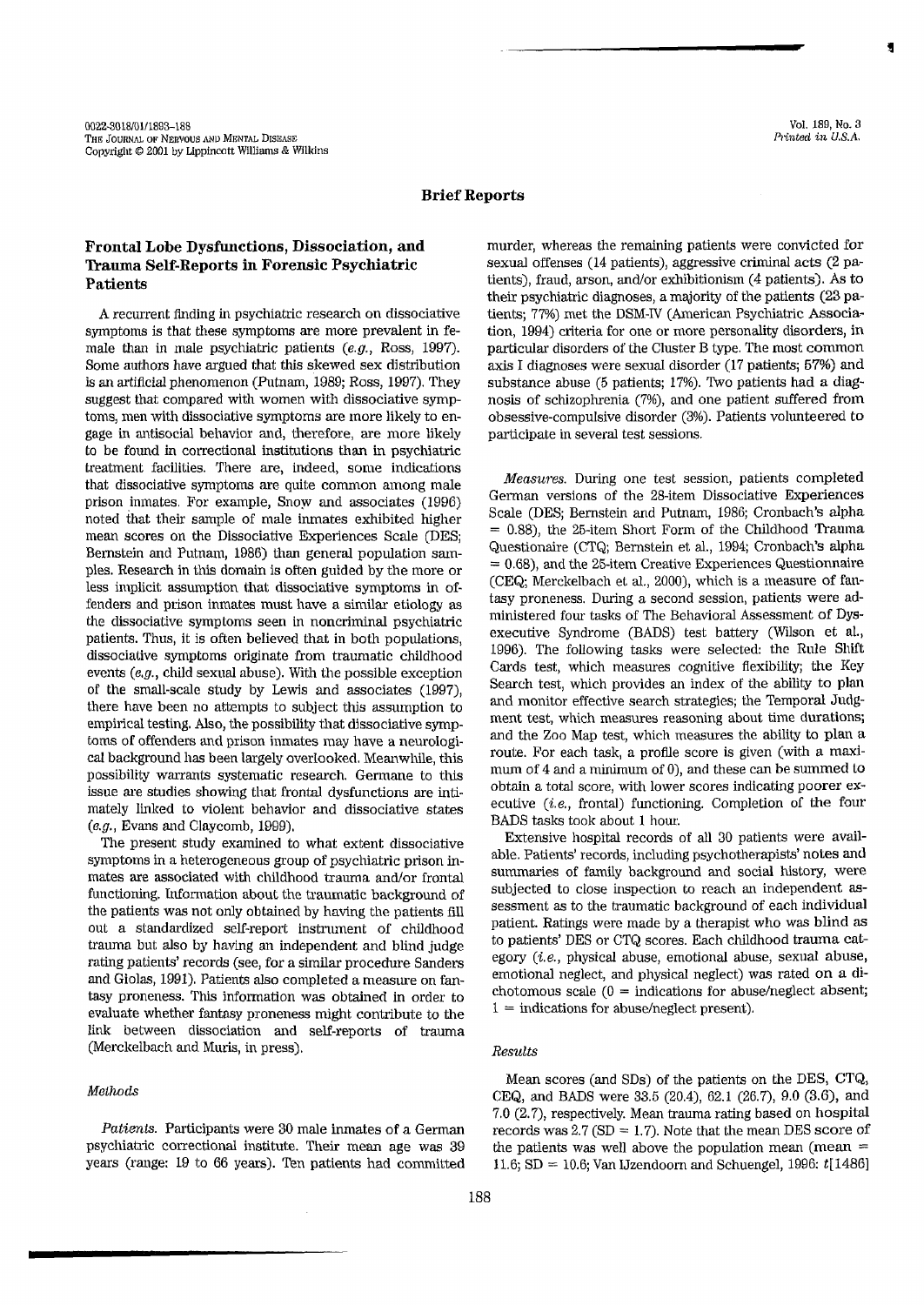## Brief Reports

### Frontal Lobe Dysfunctions, Dissociation, and Trauma Self-Reports in Forensic Psychiatric Patients

A recurrent finding in psychiatric research on dissociative symptoms is that these symptoms are more prevalent in female than in male psychiatric patients (*e.g.*, Ross, 1997). Some authors have argued that this skewed sex distribution is an artificial phenomenon (Putnam, 1989; Ross, 1997). They suggest that compared with women with dissociative symptoms, men with dissociative symptoms are more likely to engage in antisocial behavior and, therefore, are more likely to be found in correctional institutions than in psychiatric treatment facilities. There are, indeed, some indications that dissociative symptoms are quite common among male prison inmates. For example, Snow and associates (1996) noted that their sample of male inmates exhibited higher mean scores on the Dissociative Experiences Scale (DES; Bernstein and Putnam, 1986) than general population samples. Research in this domain is often guided by the more or less implicit assumption that dissociative symptoms in offenders and prison inmates must have a similar etiology as the dissociative symptoms seen in noncriminal psychiatric patients. Thus, it is often believed that in both populations, dissociative symptoms originate from traumatic childhood events (*e.g.*, child sexual abuse). With the possible exception of the small-scale study by Lewis and associates (1997), there have been no attempts to subject this assumption to empirical testing. Also, the possibility that dissociative symptoms of offenders and prison inmates may have a neurological background has been largely overlooked. Meanwhile, this possibility warrants systematic research. Germane to this issue are studies showing that frontal dysfunctions are intimately linked to violent behavior and dissociative states (*e.g.*, Evans and Claycomb, 1999).

The present study examined to what extent dissociative symptoms in a heterogeneous group of psychiatric prison inmates are associated with childhood trauma and/or frontal functioning. Information about the traumatic background of the patients was not only obtained by having the patients fill out a standardized self-report instrument of childhood trauma but also by having an independent and blind judge rating patients' records (see, for a similar procedure Sanders and Giolas, 1991). Patients also completed a measure on fantasy proneness. This information was obtained in order to evaluate whether fantasy proneness might contribute to the link between dissociation and self-reports of trauma (Merckelbach and Muris, in press).

#### Methods

*Patients.* Participants were 30 male inmates of a German psychiatric correctional institute. Their mean age was 39 years (range: 19 to 66 years). Ten patients had committed murder, whereas the remaining patients were convicted for sexual offenses (14 patients), aggressive criminal acts (2 patients), fraud, arson, and/or exhibitionism (4 patients). As to their psychiatric diagnoses, a majority of the patients (23 patients; 77%) met the DSM-IV (American Psychiatric Association, 1994) criteria for one or more personality disorders, in particular disorders of the Cluster B type. The most common axis I diagnoses were sexual disorder (17 patients; 57%) and substance abuse (5 patients; 17%). Two patients had a diagnosis of schizophrenia (7%), and one patient suffered from obsessive-compulsive disorder (3%). Patients volunteered to participate in several test sessions.

*Measures.* During one test session, patients completed German versions of the 28-item Dissociative Experiences Scale (DES; Bernstein and Putnam, 1986; Cronbach's alpha = 0.88), the 25-item Short Form of the Childhood Trauma Questionnaire (CTQ; Bernstein et al., 1994; Cronbach's alpha = 0.68), and the 25-item Creative Experiences Questionnaire (CEQ; Merckelbach et al., 2000), which is a measure of fantasy proneness. During a second session, patients were administered four tasks of The Behavioral Assessment of Dysexecutive Syndrome (BADS) test battery (Wilson et al., 1996). The following tasks were selected: the Rule Shift Cards test, which measures cognitive flexibility; the Key Search test, which provides an index of the ability to plan and monitor effective search strategies; the Temporal Judgment test, which measures reasoning about time durations; and the Zoo Map test, which measures the ability to plan a route. For each task, a profile score is given (with a maximum of 4 and a minimum of 0), and these can be summed to obtain a total score, with lower scores indicating poorer executive (*i.e.*, frontal) functioning. Completion of the four BADS tasks took about 1 hour.

Extensive hospital records of all 30 patients were available. Patients' records, including psychotherapists' notes and summaries of family background and social history, were subjected to close inspection to reach an independent assessment as to the traumatic background of each individual patient. Ratings were made by a therapist who was blind as to patients' DES or CTQ scores. Each childhood trauma category (*i.e.*, physical abuse, emotional abuse, sexual abuse, emotional neglect, and physical neglect) was rated on a dichotomous scale (0 = indications for abuse/neglect absent; 1 = indications for abuse/neglect present).

#### Results

Mean scores (and SDs) of the patients on the DES, CTQ, CEQ, and BADS were 33.5 (20.4), 62.1 (26.7), 9.0 (3.6), and 7.0 (2.7), respectively. Mean trauma rating based on hospital records was 2.7 (SD = 1.7). Note that the mean DES score of the patients was well above the population mean (mean = 11.6; SD = 10.6; Van IJzendoorn and Schuengel, 1996: $t[1486]$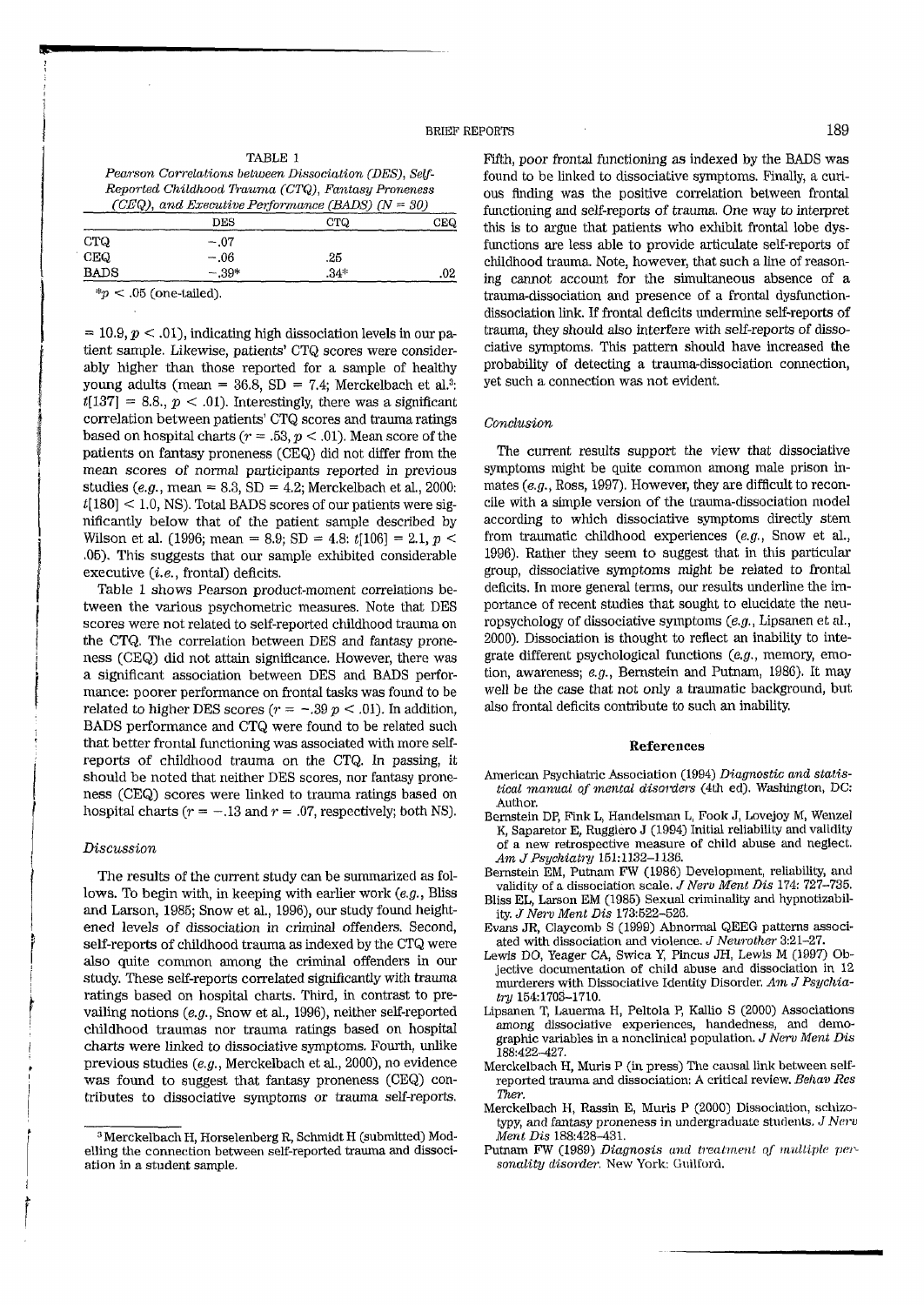TABLE 1

*Pearson Correlations between Dissociation (DES), Self-Reported Childhood Trauma (CTQ), Fantasy Proneness (CEQ), and Executive Performance (BADS) (N = 30)*

| | DES | CTQ | CEQ |
|---|---|---|---|
| CTQ | −.07 | | |
| CEQ | −.06 | .25 | |
| BADS | −.39* | .34* | .02 |

*$p < .05$ (one-tailed).

$= 10.9, p < .01$), indicating high dissociation levels in our patient sample. Likewise, patients' CTQ scores were considerably higher than those reported for a sample of healthy young adults (mean = 36.8, SD = 7.4; Merckelbach et al.[3]: $t[137] = 8.8., p < .01$). Interestingly, there was a significant correlation between patients' CTQ scores and trauma ratings based on hospital charts ($r = .53, p < .01$). Mean score of the patients on fantasy proneness (CEQ) did not differ from the mean scores of normal participants reported in previous studies (*e.g.*, mean = 8.3, SD = 4.2; Merckelbach et al., 2000: $t[180] < 1.0$, NS). Total BADS scores of our patients were significantly below that of the patient sample described by Wilson et al. (1996; mean = 8.9; SD = 4.8: $t[106] = 2.1, p < .05$). This suggests that our sample exhibited considerable executive (*i.e.*, frontal) deficits.

Table 1 shows Pearson product-moment correlations between the various psychometric measures. Note that DES scores were not related to self-reported childhood trauma on the CTQ. The correlation between DES and fantasy proneness (CEQ) did not attain significance. However, there was a significant association between DES and BADS performance: poorer performance on frontal tasks was found to be related to higher DES scores ($r = -.39$ $p < .01$). In addition, BADS performance and CTQ were found to be related such that better frontal functioning was associated with more self-reports of childhood trauma on the CTQ. In passing, it should be noted that neither DES scores, nor fantasy proneness (CEQ) scores were linked to trauma ratings based on hospital charts ($r = -.13$ and $r = .07$, respectively; both NS).

### *Discussion*

The results of the current study can be summarized as follows. To begin with, in keeping with earlier work (*e.g.*, Bliss and Larson, 1985; Snow et al., 1996), our study found heightened levels of dissociation in criminal offenders. Second, self-reports of childhood trauma as indexed by the CTQ were also quite common among the criminal offenders in our study. These self-reports correlated significantly with trauma ratings based on hospital charts. Third, in contrast to prevailing notions (*e.g.*, Snow et al., 1996), neither self-reported childhood traumas nor trauma ratings based on hospital charts were linked to dissociative symptoms. Fourth, unlike previous studies (*e.g.*, Merckelbach et al., 2000), no evidence was found to suggest that fantasy proneness (CEQ) contributes to dissociative symptoms or trauma self-reports. Fifth, poor frontal functioning as indexed by the BADS was found to be linked to dissociative symptoms. Finally, a curious finding was the positive correlation between frontal functioning and self-reports of trauma. One way to interpret this is to argue that patients who exhibit frontal lobe dysfunctions are less able to provide articulate self-reports of childhood trauma. Note, however, that such a line of reasoning cannot account for the simultaneous absence of a trauma-dissociation and presence of a frontal dysfunction-dissociation link. If frontal deficits undermine self-reports of trauma, they should also interfere with self-reports of dissociative symptoms. This pattern should have increased the probability of detecting a trauma-dissociation connection, yet such a connection was not evident.

### *Conclusion*

The current results support the view that dissociative symptoms might be quite common among male prison inmates (*e.g.*, Ross, 1997). However, they are difficult to reconcile with a simple version of the trauma-dissociation model according to which dissociative symptoms directly stem from traumatic childhood experiences (*e.g.*, Snow et al., 1996). Rather they seem to suggest that in this particular group, dissociative symptoms might be related to frontal deficits. In more general terms, our results underline the importance of recent studies that sought to elucidate the neuropsychology of dissociative symptoms (*e.g.*, Lipsanen et al., 2000). Dissociation is thought to reflect an inability to integrate different psychological functions (*e.g.*, memory, emotion, awareness; *e.g.*, Bernstein and Putnam, 1986). It may well be the case that not only a traumatic background, but also frontal deficits contribute to such an inability.

## References

American Psychiatric Association (1994) *Diagnostic and statistical manual of mental disorders* (4th ed). Washington, DC: Author.

Bernstein DP, Fink L, Handelsman L, Fook J, Lovejoy M, Wenzel K, Saparetor E, Ruggiero J (1994) Initial reliability and validity of a new retrospective measure of child abuse and neglect. *Am J Psychiatry* 151:1132–1136.

Bernstein EM, Putnam FW (1986) Development, reliability, and validity of a dissociation scale. *J Nerv Ment Dis* 174: 727–735.

Bliss EL, Larson EM (1985) Sexual criminality and hypnotizability. *J Nerv Ment Dis* 173:522–526.

Evans JR, Claycomb S (1999) Abnormal QEEG patterns associated with dissociation and violence. *J Neurother* 3:21–27.

Lewis DO, Yeager CA, Swica Y, Pincus JH, Lewis M (1997) Objective documentation of child abuse and dissociation in 12 murderers with Dissociative Identity Disorder. *Am J Psychiatry* 154:1703–1710.

Lipsanen T, Lauerma H, Peltola P, Kallio S (2000) Associations among dissociative experiences, handedness, and demographic variables in a nonclinical population. *J Nerv Ment Dis* 188:422–427.

Merckelbach H, Muris P (in press) The causal link between self-reported trauma and dissociation: A critical review. *Behav Res Ther.*

Merckelbach H, Rassin E, Muris P (2000) Dissociation, schizotypy, and fantasy proneness in undergraduate students. *J Nerv Ment Dis* 188:428–431.

Putnam FW (1989) *Diagnosis and treatment of multiple personality disorder.* New York: Guilford.

[3] Merckelbach H, Horselenberg R, Schmidt H (submitted) Modelling the connection between self-reported trauma and dissociation in a student sample.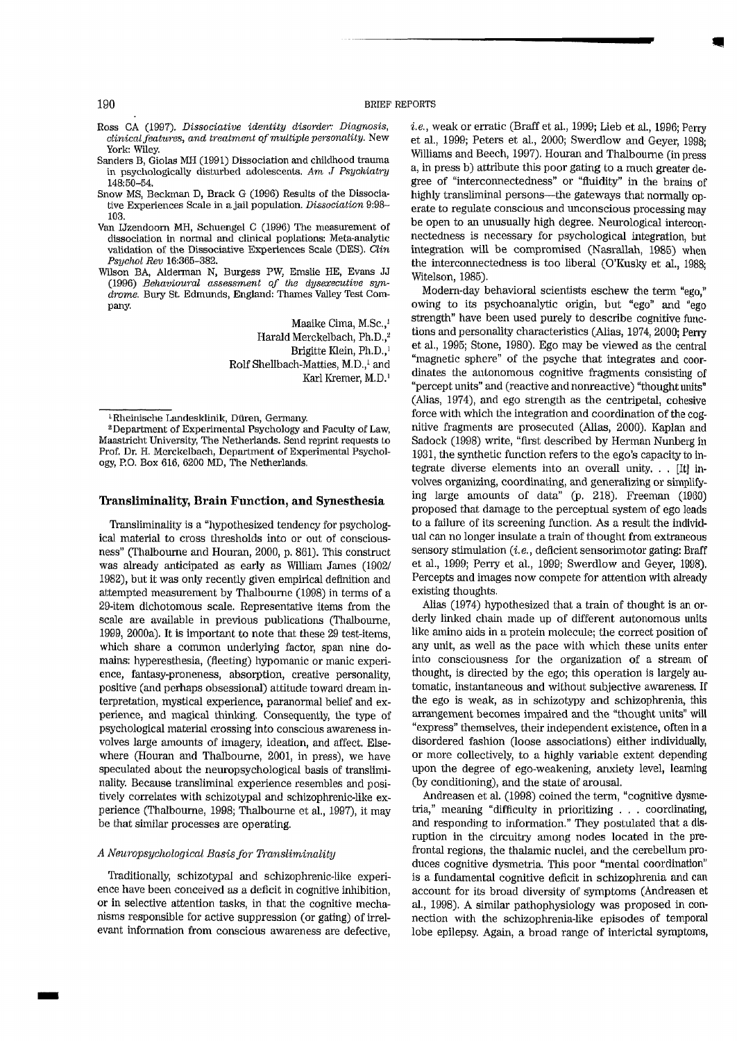Ross CA (1997). *Dissociative identity disorder: Diagnosis, clinical features, and treatment of multiple personality.* New York: Wiley.

Sanders B, Giolas MH (1991) Dissociation and childhood trauma in psychologically disturbed adolescents. *Am J Psychiatry* 148:50–54.

Snow MS, Beckman D, Brack G (1996) Results of the Dissociative Experiences Scale in a jail population. *Dissociation* 9:98–103.

Van IJzendoorn MH, Schuengel C (1996) The measurement of dissociation in normal and clinical poplations: Meta-analytic validation of the Dissociative Experiences Scale (DES). *Clin Psychol Rev* 16:365–382.

Wilson BA, Alderman N, Burgess PW, Emslie HE, Evans JJ (1996) *Behavioural assessment of the dysexecutive syndrome.* Bury St. Edmunds, England: Thames Valley Test Company.

Maaike Cima, M.Sc.,[1]
Harald Merckelbach, Ph.D.,[2]
Brigitte Klein, Ph.D.,[1]
Rolf Shellbach-Matties, M.D.,[1] and
Karl Kremer, M.D.[1]

[1] Rheinische Landesklinik, Düren, Germany.

[2] Department of Experimental Psychology and Faculty of Law, Maastricht University, The Netherlands. Send reprint requests to Prof. Dr. H. Merckelbach, Department of Experimental Psychology, P.O. Box 616, 6200 MD, The Netherlands.

## Transliminality, Brain Function, and Synesthesia

Transliminality is a "hypothesized tendency for psychological material to cross thresholds into or out of consciousness" (Thalbourne and Houran, 2000, p. 861). This construct was already anticipated as early as William James (1902/1982), but it was only recently given empirical definition and attempted measurement by Thalbourne (1998) in terms of a 29-item dichotomous scale. Representative items from the scale are available in previous publications (Thalbourne, 1999, 2000a). It is important to note that these 29 test-items, which share a common underlying factor, span nine domains: hyperesthesia, (fleeting) hypomanic or manic experience, fantasy-proneness, absorption, creative personality, positive (and perhaps obsessional) attitude toward dream interpretation, mystical experience, paranormal belief and experience, and magical thinking. Consequently, the type of psychological material crossing into conscious awareness involves large amounts of imagery, ideation, and affect. Elsewhere (Houran and Thalbourne, 2001, in press), we have speculated about the neuropsychological basis of transliminality. Because transliminal experience resembles and positively correlates with schizotypal and schizophrenic-like experience (Thalbourne, 1998; Thalbourne et al., 1997), it may be that similar processes are operating.

### *A Neuropsychological Basis for Transliminality*

Traditionally, schizotypal and schizophrenic-like experience have been conceived as a deficit in cognitive inhibition, or in selective attention tasks, in that the cognitive mechanisms responsible for active suppression (or gating) of irrelevant information from conscious awareness are defective, *i.e.*, weak or erratic (Braff et al., 1999; Lieb et al., 1996; Perry et al., 1999; Peters et al., 2000; Swerdlow and Geyer, 1998; Williams and Beech, 1997). Houran and Thalbourne (in press a, in press b) attribute this poor gating to a much greater degree of "interconnectedness" or "fluidity" in the brains of highly transliminal persons—the gateways that normally operate to regulate conscious and unconscious processing may be open to an unusually high degree. Neurological interconnectedness is necessary for psychological integration, but integration will be compromised (Nasrallah, 1985) when the interconnectedness is too liberal (O'Kusky et al., 1988; Witelson, 1985).

Modern-day behavioral scientists eschew the term "ego," owing to its psychoanalytic origin, but "ego" and "ego strength" have been used purely to describe cognitive functions and personality characteristics (Alias, 1974, 2000; Perry et al., 1995; Stone, 1980). Ego may be viewed as the central "magnetic sphere" of the psyche that integrates and coordinates the autonomous cognitive fragments consisting of "percept units" and (reactive and nonreactive) "thought units" (Alias, 1974), and ego strength as the centripetal, cohesive force with which the integration and coordination of the cognitive fragments are prosecuted (Alias, 2000). Kaplan and Sadock (1998) write, "first described by Herman Nunberg in 1931, the synthetic function refers to the ego's capacity to integrate diverse elements into an overall unity. . . [It] involves organizing, coordinating, and generalizing or simplifying large amounts of data" (p. 218). Freeman (1960) proposed that damage to the perceptual system of ego leads to a failure of its screening function. As a result the individual can no longer insulate a train of thought from extraneous sensory stimulation (*i.e.*, deficient sensorimotor gating: Braff et al., 1999; Perry et al., 1999; Swerdlow and Geyer, 1998). Percepts and images now compete for attention with already existing thoughts.

Alias (1974) hypothesized that a train of thought is an orderly linked chain made up of different autonomous units like amino aids in a protein molecule; the correct position of any unit, as well as the pace with which these units enter into consciousness for the organization of a stream of thought, is directed by the ego; this operation is largely automatic, instantaneous and without subjective awareness. If the ego is weak, as in schizotypy and schizophrenia, this arrangement becomes impaired and the "thought units" will "express" themselves, their independent existence, often in a disordered fashion (loose associations) either individually, or more collectively, to a highly variable extent depending upon the degree of ego-weakening, anxiety level, learning (by conditioning), and the state of arousal.

Andreasen et al. (1998) coined the term, "cognitive dysmetria," meaning "difficulty in prioritizing . . . coordinating, and responding to information." They postulated that a disruption in the circuitry among nodes located in the prefrontal regions, the thalamic nuclei, and the cerebellum produces cognitive dysmetria. This poor "mental coordination" is a fundamental cognitive deficit in schizophrenia and can account for its broad diversity of symptoms (Andreasen et al., 1998). A similar pathophysiology was proposed in connection with the schizophrenia-like episodes of temporal lobe epilepsy. Again, a broad range of interictal symptoms,